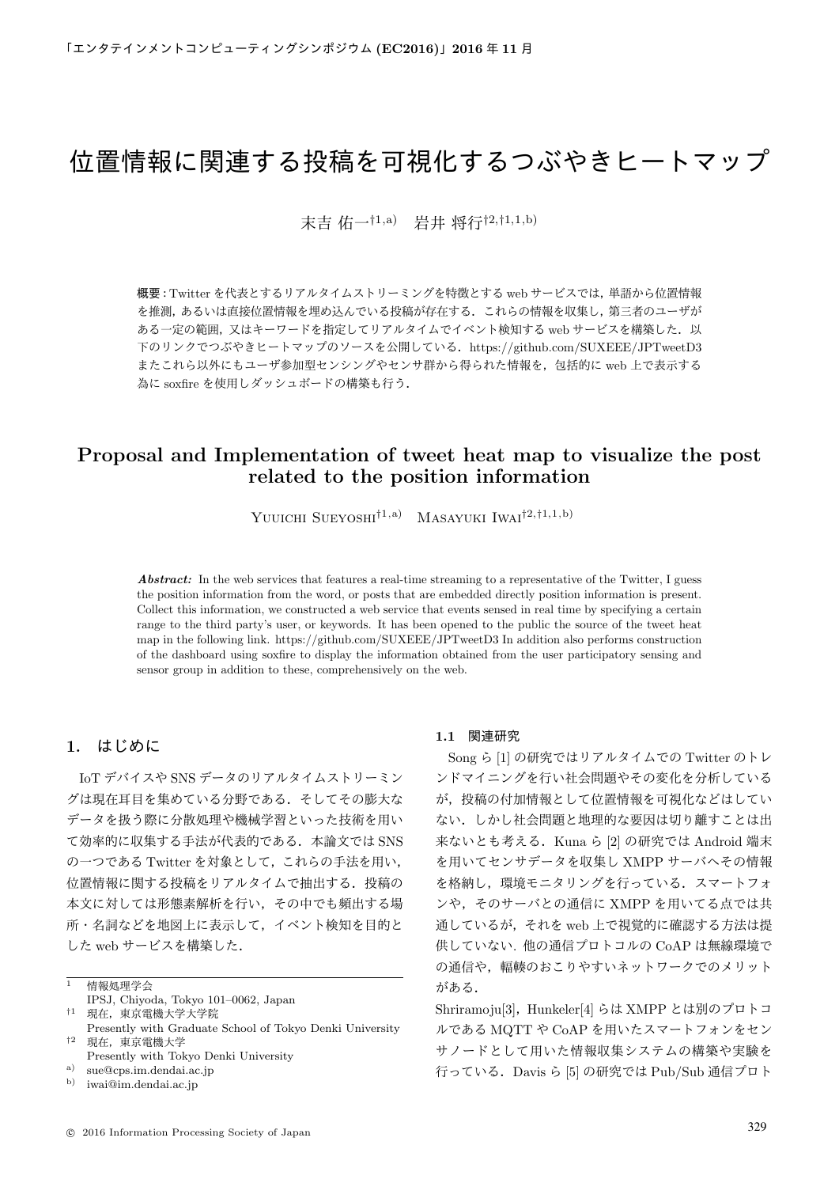# 位置情報に関連する投稿を可視化するつぶやきヒートマップ

末吉 佑一[†1,a)]　岩井 将行[†2,†1,1,b)]

**概要**：Twitter を代表とするリアルタイムストリーミングを特徴とする web サービスでは，単語から位置情報を推測，あるいは直接位置情報を埋め込んでいる投稿が存在する．これらの情報を収集し，第三者のユーザがある一定の範囲，又はキーワードを指定してリアルタイムでイベント検知する web サービスを構築した．以下のリンクでつぶやきヒートマップのソースを公開している．https://github.com/SUXEEE/JPTweetD3 またこれら以外にもユーザ参加型センシングやセンサ群から得られた情報を，包括的に web 上で表示する為に soxfire を使用しダッシュボードの構築も行う．

# Proposal and Implementation of tweet heat map to visualize the post related to the position information

Yuuichi Sueyoshi[†1,a)]　Masayuki Iwai[†2,†1,1,b)]

***Abstract:*** In the web services that features a real-time streaming to a representative of the Twitter, I guess the position information from the word, or posts that are embedded directly position information is present. Collect this information, we constructed a web service that events sensed in real time by specifying a certain range to the third party's user, or keywords. It has been opened to the public the source of the tweet heat map in the following link. https://github.com/SUXEEE/JPTweetD3 In addition also performs construction of the dashboard using soxfire to display the information obtained from the user participatory sensing and sensor group in addition to these, comprehensively on the web.

## 1. はじめに

IoT デバイスや SNS データのリアルタイムストリーミングは現在耳目を集めている分野である．そしてその膨大なデータを扱う際に分散処理や機械学習といった技術を用いて効率的に収集する手法が代表的である．本論文では SNS の一つである Twitter を対象として，これらの手法を用い，位置情報に関する投稿をリアルタイムで抽出する．投稿の本文に対しては形態素解析を行い，その中でも頻出する場所・名詞などを地図上に表示して，イベント検知を目的とした web サービスを構築した．

### 1.1 関連研究

Song ら [1] の研究ではリアルタイムでの Twitter のトレンドマイニングを行い社会問題やその変化を分析しているが，投稿の付加情報として位置情報を可視化などはしていない．しかし社会問題と地理的な要因は切り離すことは出来ないとも考える．Kuna ら [2] の研究では Android 端末を用いてセンサデータを収集し XMPP サーバへその情報を格納し，環境モニタリングを行っている．スマートフォンや，そのサーバとの通信に XMPP を用いてる点では共通しているが，それを web 上で視覚的に確認する方法は提供していない．他の通信プロトコルの CoAP は無線環境での通信や，輻輳のおこりやすいネットワークでのメリットがある．

Shriramoju[3]，Hunkeler[4] らは XMPP とは別のプロトコルである MQTT や CoAP を用いたスマートフォンをセンサノードとして用いた情報収集システムの構築や実験を行っている．Davis ら [5] の研究では Pub/Sub 通信プロト

---

[1] 情報処理学会
IPSJ, Chiyoda, Tokyo 101–0062, Japan

[†1] 現在，東京電機大学大学院
Presently with Graduate School of Tokyo Denki University

[†2] 現在，東京電機大学
Presently with Tokyo Denki University

[a)] sue@cps.im.dendai.ac.jp

[b)] iwai@im.dendai.ac.jp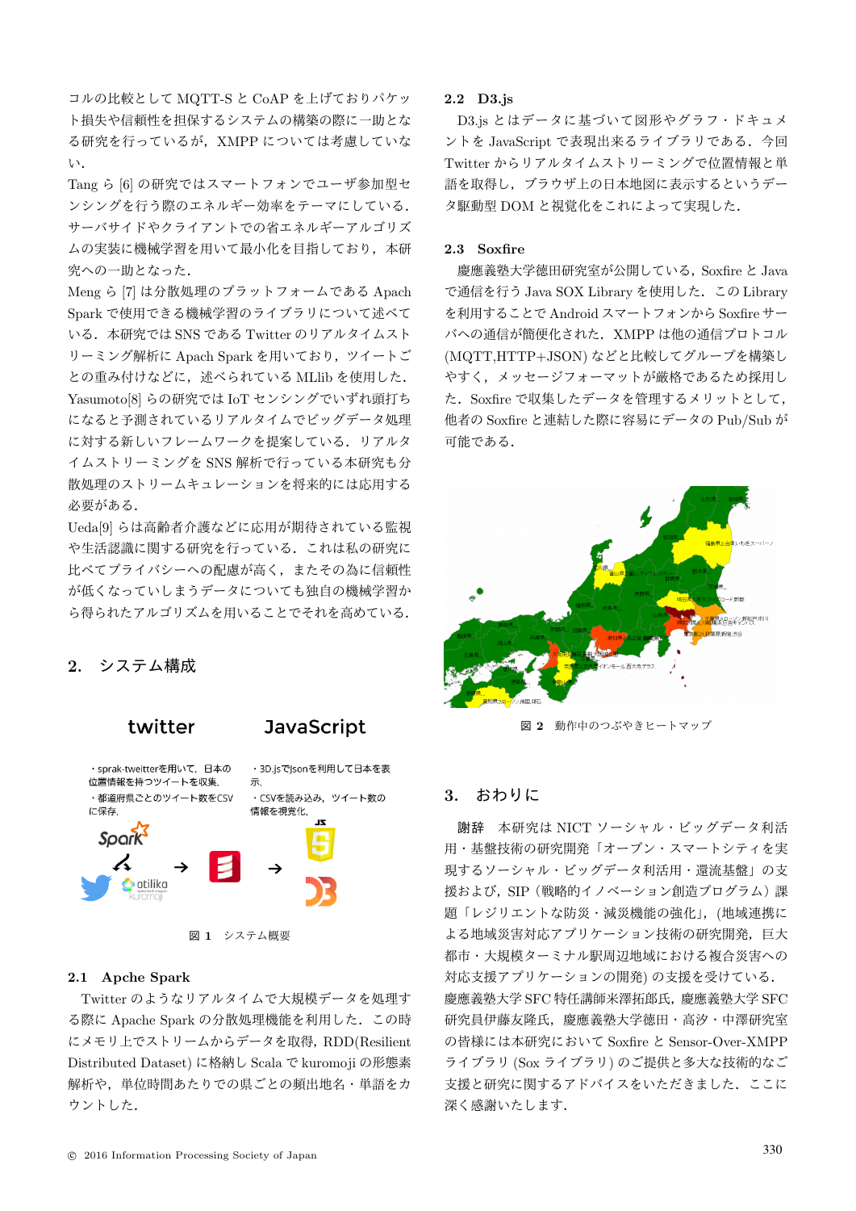コルの比較として MQTT-S と CoAP を上げておりパケット損失や信頼性を担保するシステムの構築の際に一助となる研究を行っているが，XMPP については考慮していない．

Tang ら [6] の研究ではスマートフォンでユーザ参加型センシングを行う際のエネルギー効率をテーマにしている．サーバサイドやクライアントでの省エネルギーアルゴリズムの実装に機械学習を用いて最小化を目指しており，本研究への一助となった．

Meng ら [7] は分散処理のプラットフォームである Apach Spark で使用できる機械学習のライブラリについて述べている．本研究では SNS である Twitter のリアルタイムストリーミング解析に Apach Spark を用いており，ツイートごとの重み付けなどに，述べられている MLlib を使用した．

Yasumoto[8] らの研究では IoT センシングでいずれ頭打ちになると予測されているリアルタイムでビッグデータ処理に対する新しいフレームワークを提案している．リアルタイムストリーミングを SNS 解析で行っている本研究も分散処理のストリームキュレーションを将来的には応用する必要がある．

Ueda[9] らは高齢者介護などに応用が期待されている監視や生活認識に関する研究を行っている．これは私の研究に比べてプライバシーへの配慮が高く，またその為に信頼性が低くなっていしまうデータについても独自の機械学習から得られたアルゴリズムを用いることでそれを高めている．

## 2. システム構成

twitter　　JavaScript

・sprak-tweitterを用いて，日本の位置情報を持つツイートを収集．
・都道府県ごとのツイート数をCSVに保存．

・3D.jsでjsonを利用して日本を表示．
・CSVを読み込み，ツイート数の情報を視覚化．

図 1　システム概要

### 2.1 Apche Spark

Twitter のようなリアルタイムで大規模データを処理する際に Apache Spark の分散処理機能を利用した．この時にメモリ上でストリームからデータを取得，RDD(Resilient Distributed Dataset) に格納し Scala で kuromoji の形態素解析や，単位時間あたりでの県ごとの頻出地名・単語をカウントした．

### 2.2 D3.js

D3.js とはデータに基づいて図形やグラフ・ドキュメントを JavaScript で表現出来るライブラリである．今回 Twitter からリアルタイムストリーミングで位置情報と単語を取得し，ブラウザ上の日本地図に表示するというデータ駆動型 DOM と視覚化をこれによって実現した．

### 2.3 Soxfire

慶應義塾大学徳田研究室が公開している，Soxfire と Java で通信を行う Java SOX Library を使用した．この Library を利用することで Android スマートフォンから Soxfire サーバへの通信が簡便化された．XMPP は他の通信プロトコル (MQTT,HTTP+JSON) などと比較してグループを構築しやすく，メッセージフォーマットが厳格であるため採用した．Soxfire で収集したデータを管理するメリットとして，他者の Soxfire と連結した際に容易にデータの Pub/Sub が可能である．

図 2　動作中のつぶやきヒートマップ

## 3. おわりに

**謝辞**　本研究は NICT ソーシャル・ビッグデータ利活用・基盤技術の研究開発「オープン・スマートシティを実現するソーシャル・ビッグデータ利活用・還流基盤」の支援および，SIP（戦略的イノベーション創造プログラム）課題「レジリエントな防災・減災機能の強化」，(地域連携による地域災害対応アプリケーション技術の研究開発，巨大都市・大規模ターミナル駅周辺地域における複合災害への対応支援アプリケーションの開発) の支援を受けている．慶應義塾大学 SFC 特任講師米澤拓郎氏，慶應義塾大学 SFC 研究員伊藤友隆氏，慶應義塾大学徳田・高汐・中澤研究室の皆様には本研究において Soxfire と Sensor-Over-XMPP ライブラリ (Sox ライブラリ) のご提供と多大な技術的なご支援と研究に関するアドバイスをいただきました．ここに深く感謝いたします．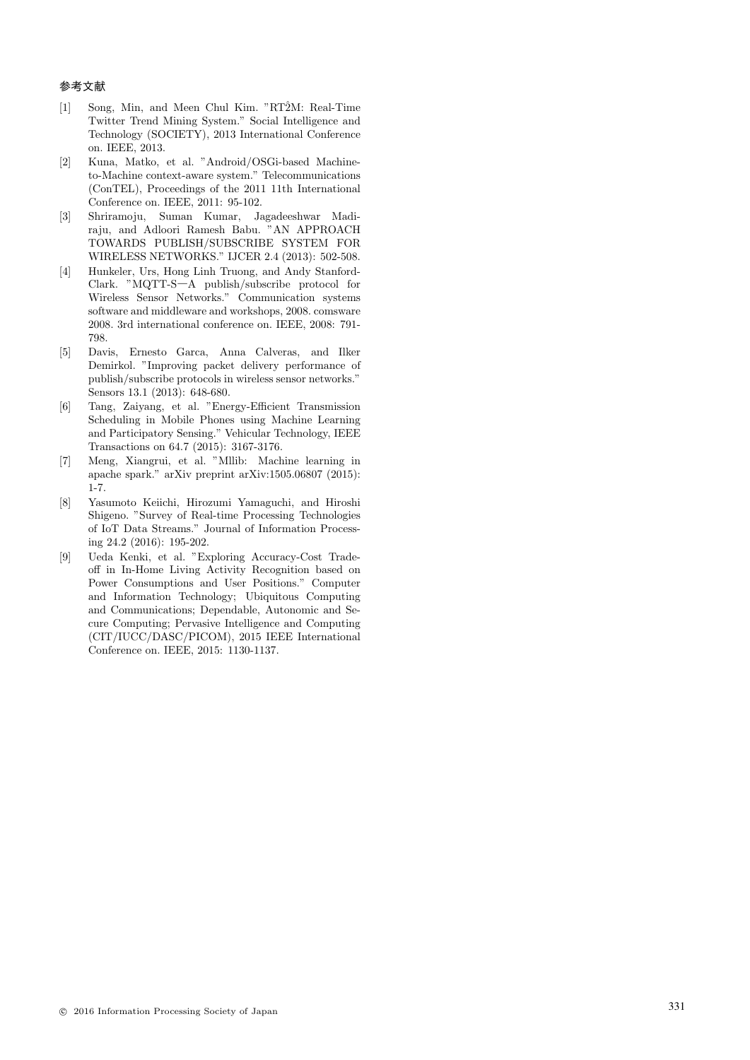## 参考文献

[1] Song, Min, and Meen Chul Kim. "RT2M: Real-Time Twitter Trend Mining System." Social Intelligence and Technology (SOCIETY), 2013 International Conference on. IEEE, 2013.

[2] Kuna, Matko, et al. "Android/OSGi-based Machine-to-Machine context-aware system." Telecommunications (ConTEL), Proceedings of the 2011 11th International Conference on. IEEE, 2011: 95-102.

[3] Shriramoju, Suman Kumar, Jagadeeshwar Madiraju, and Adloori Ramesh Babu. "AN APPROACH TOWARDS PUBLISH/SUBSCRIBE SYSTEM FOR WIRELESS NETWORKS." IJCER 2.4 (2013): 502-508.

[4] Hunkeler, Urs, Hong Linh Truong, and Andy Stanford-Clark. "MQTT-S—A publish/subscribe protocol for Wireless Sensor Networks." Communication systems software and middleware and workshops, 2008. comsware 2008. 3rd international conference on. IEEE, 2008: 791-798.

[5] Davis, Ernesto Garca, Anna Calveras, and Ilker Demirkol. "Improving packet delivery performance of publish/subscribe protocols in wireless sensor networks." Sensors 13.1 (2013): 648-680.

[6] Tang, Zaiyang, et al. "Energy-Efficient Transmission Scheduling in Mobile Phones using Machine Learning and Participatory Sensing." Vehicular Technology, IEEE Transactions on 64.7 (2015): 3167-3176.

[7] Meng, Xiangrui, et al. "Mllib: Machine learning in apache spark." arXiv preprint arXiv:1505.06807 (2015): 1-7.

[8] Yasumoto Keiichi, Hirozumi Yamaguchi, and Hiroshi Shigeno. "Survey of Real-time Processing Technologies of IoT Data Streams." Journal of Information Processing 24.2 (2016): 195-202.

[9] Ueda Kenki, et al. "Exploring Accuracy-Cost Tradeoff in In-Home Living Activity Recognition based on Power Consumptions and User Positions." Computer and Information Technology; Ubiquitous Computing and Communications; Dependable, Autonomic and Secure Computing; Pervasive Intelligence and Computing (CIT/IUCC/DASC/PICOM), 2015 IEEE International Conference on. IEEE, 2015: 1130-1137.